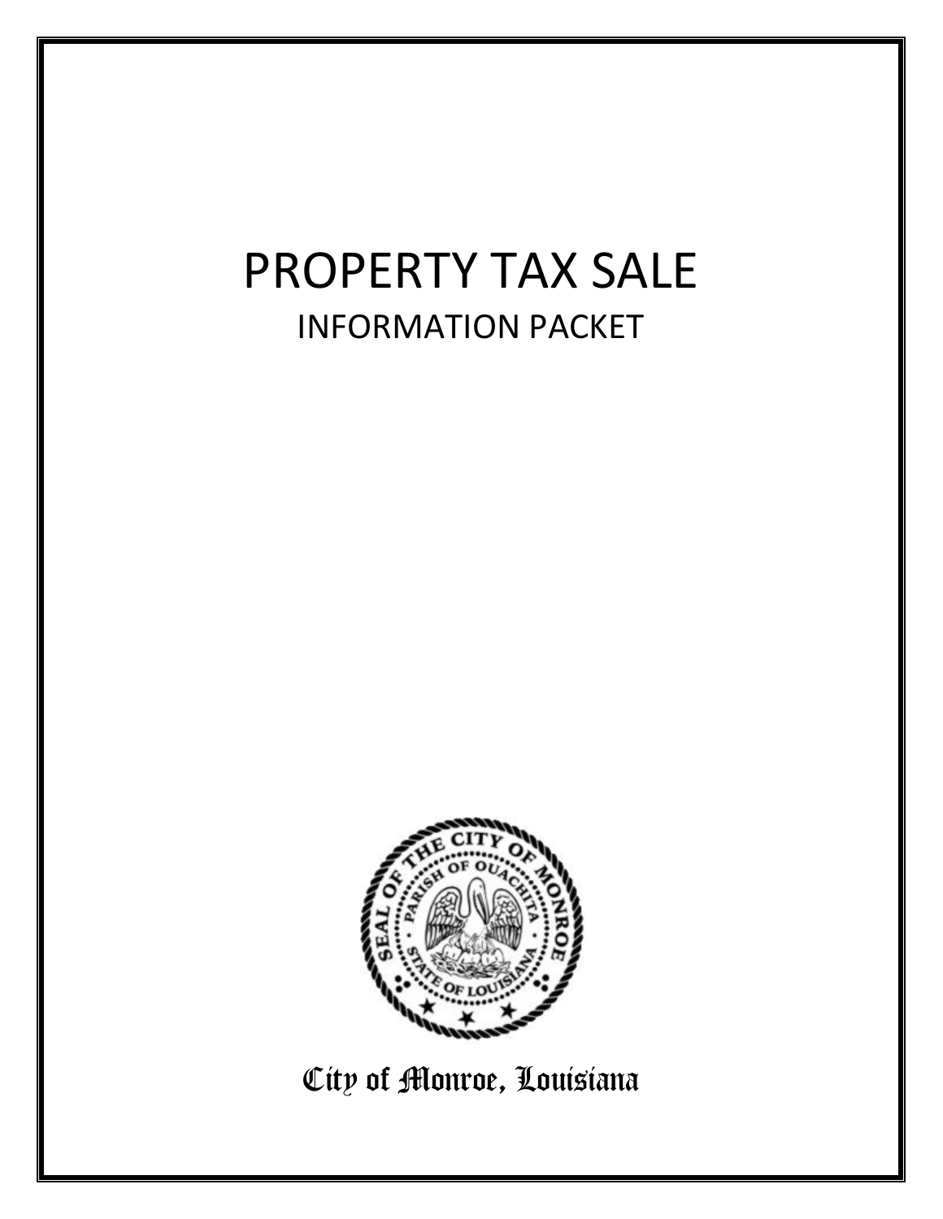# PROPERTY TAX SALE

## INFORMATION PACKET

City of Monroe, Louisiana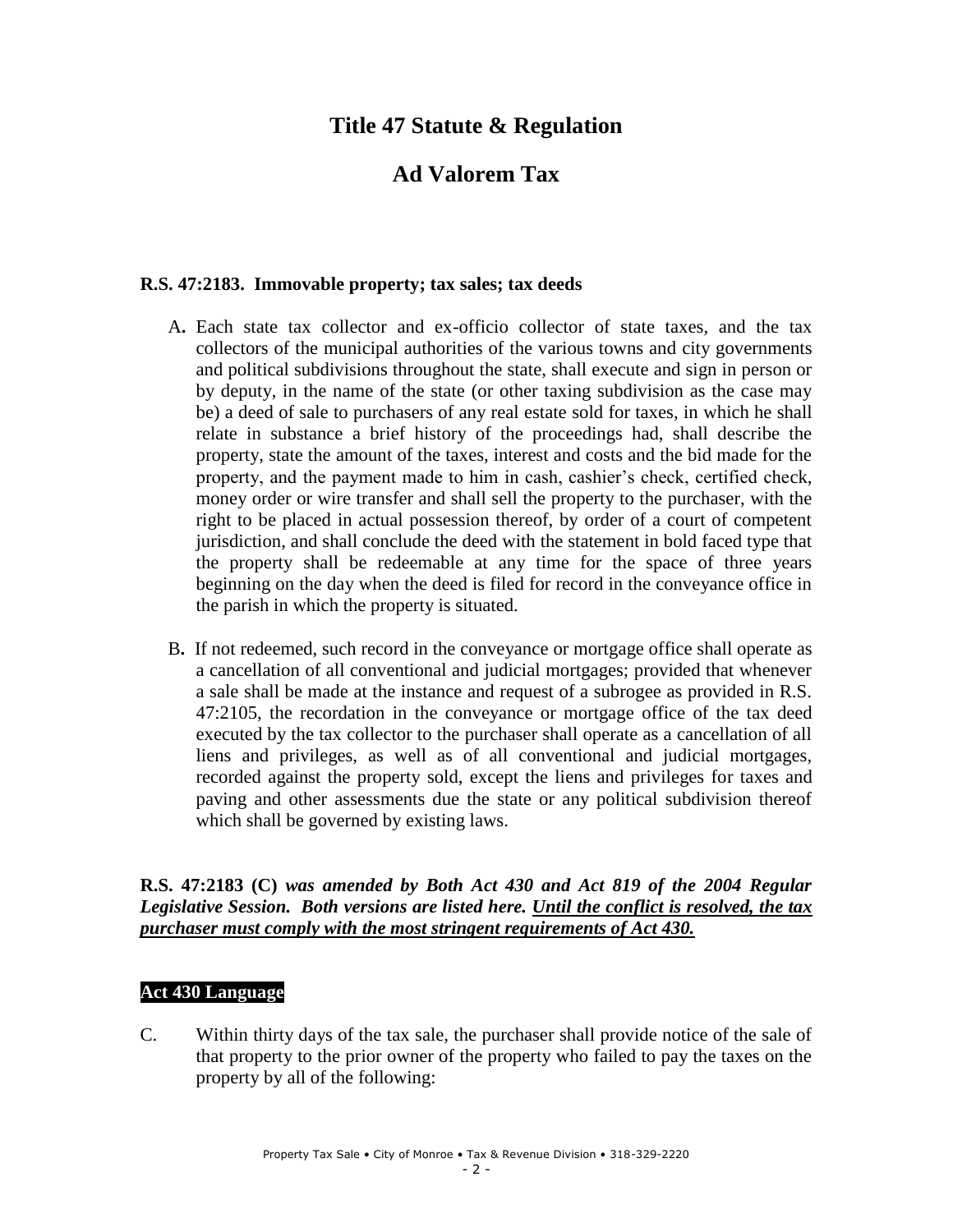# Title 47 Statute & Regulation

# Ad Valorem Tax

**R.S. 47:2183. Immovable property; tax sales; tax deeds**

A. Each state tax collector and ex-officio collector of state taxes, and the tax collectors of the municipal authorities of the various towns and city governments and political subdivisions throughout the state, shall execute and sign in person or by deputy, in the name of the state (or other taxing subdivision as the case may be) a deed of sale to purchasers of any real estate sold for taxes, in which he shall relate in substance a brief history of the proceedings had, shall describe the property, state the amount of the taxes, interest and costs and the bid made for the property, and the payment made to him in cash, cashier's check, certified check, money order or wire transfer and shall sell the property to the purchaser, with the right to be placed in actual possession thereof, by order of a court of competent jurisdiction, and shall conclude the deed with the statement in bold faced type that the property shall be redeemable at any time for the space of three years beginning on the day when the deed is filed for record in the conveyance office in the parish in which the property is situated.

B. If not redeemed, such record in the conveyance or mortgage office shall operate as a cancellation of all conventional and judicial mortgages; provided that whenever a sale shall be made at the instance and request of a subrogee as provided in R.S. 47:2105, the recordation in the conveyance or mortgage office of the tax deed executed by the tax collector to the purchaser shall operate as a cancellation of all liens and privileges, as well as of all conventional and judicial mortgages, recorded against the property sold, except the liens and privileges for taxes and paving and other assessments due the state or any political subdivision thereof which shall be governed by existing laws.

**R.S. 47:2183 (C)** ***was amended by Both Act 430 and Act 819 of the 2004 Regular Legislative Session. Both versions are listed here. Until the conflict is resolved, the tax purchaser must comply with the most stringent requirements of Act 430.***

**Act 430 Language**

C. Within thirty days of the tax sale, the purchaser shall provide notice of the sale of that property to the prior owner of the property who failed to pay the taxes on the property by all of the following: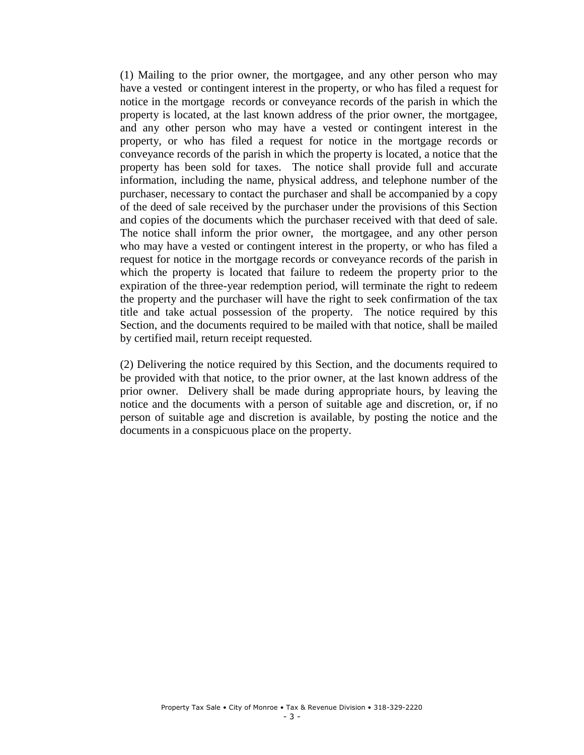(1) Mailing to the prior owner, the mortgagee, and any other person who may have a vested or contingent interest in the property, or who has filed a request for notice in the mortgage records or conveyance records of the parish in which the property is located, at the last known address of the prior owner, the mortgagee, and any other person who may have a vested or contingent interest in the property, or who has filed a request for notice in the mortgage records or conveyance records of the parish in which the property is located, a notice that the property has been sold for taxes. The notice shall provide full and accurate information, including the name, physical address, and telephone number of the purchaser, necessary to contact the purchaser and shall be accompanied by a copy of the deed of sale received by the purchaser under the provisions of this Section and copies of the documents which the purchaser received with that deed of sale. The notice shall inform the prior owner, the mortgagee, and any other person who may have a vested or contingent interest in the property, or who has filed a request for notice in the mortgage records or conveyance records of the parish in which the property is located that failure to redeem the property prior to the expiration of the three-year redemption period, will terminate the right to redeem the property and the purchaser will have the right to seek confirmation of the tax title and take actual possession of the property. The notice required by this Section, and the documents required to be mailed with that notice, shall be mailed by certified mail, return receipt requested.

(2) Delivering the notice required by this Section, and the documents required to be provided with that notice, to the prior owner, at the last known address of the prior owner. Delivery shall be made during appropriate hours, by leaving the notice and the documents with a person of suitable age and discretion, or, if no person of suitable age and discretion is available, by posting the notice and the documents in a conspicuous place on the property.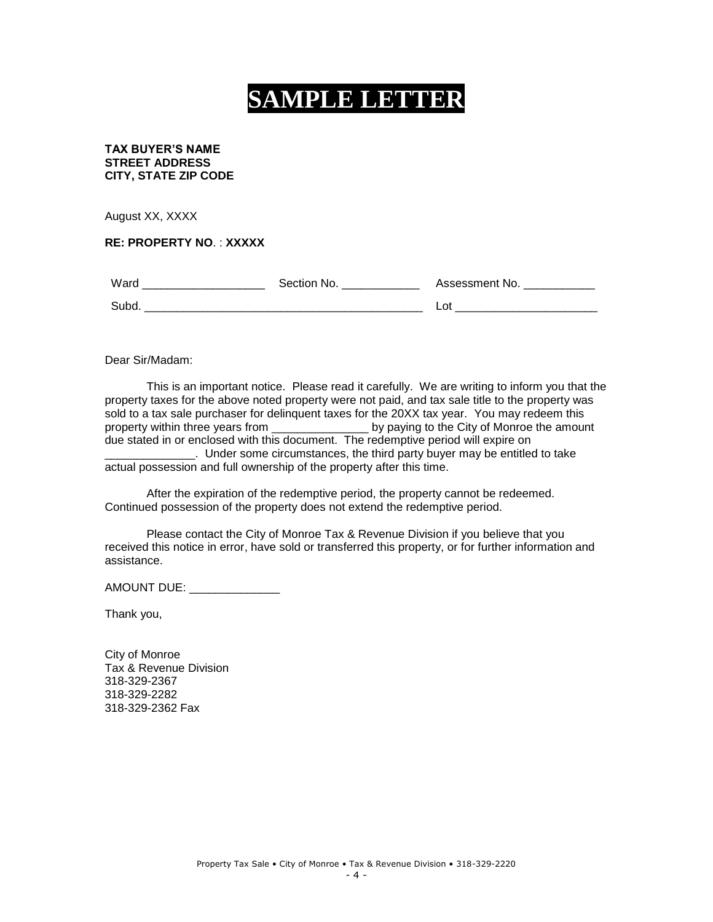# SAMPLE LETTER

**TAX BUYER'S NAME**
**STREET ADDRESS**
**CITY, STATE ZIP CODE**

August XX, XXXX

**RE: PROPERTY NO**. : **XXXXX**

Ward ___________________ Section No. ____________ Assessment No. ___________

Subd. ____________________________________________ Lot ______________________

Dear Sir/Madam:

This is an important notice. Please read it carefully. We are writing to inform you that the property taxes for the above noted property were not paid, and tax sale title to the property was sold to a tax sale purchaser for delinquent taxes for the 20XX tax year. You may redeem this property within three years from _______________ by paying to the City of Monroe the amount due stated in or enclosed with this document. The redemptive period will expire on ______________. Under some circumstances, the third party buyer may be entitled to take actual possession and full ownership of the property after this time.

After the expiration of the redemptive period, the property cannot be redeemed. Continued possession of the property does not extend the redemptive period.

Please contact the City of Monroe Tax & Revenue Division if you believe that you received this notice in error, have sold or transferred this property, or for further information and assistance.

AMOUNT DUE: ______________

Thank you,

City of Monroe
Tax & Revenue Division
318-329-2367
318-329-2282
318-329-2362 Fax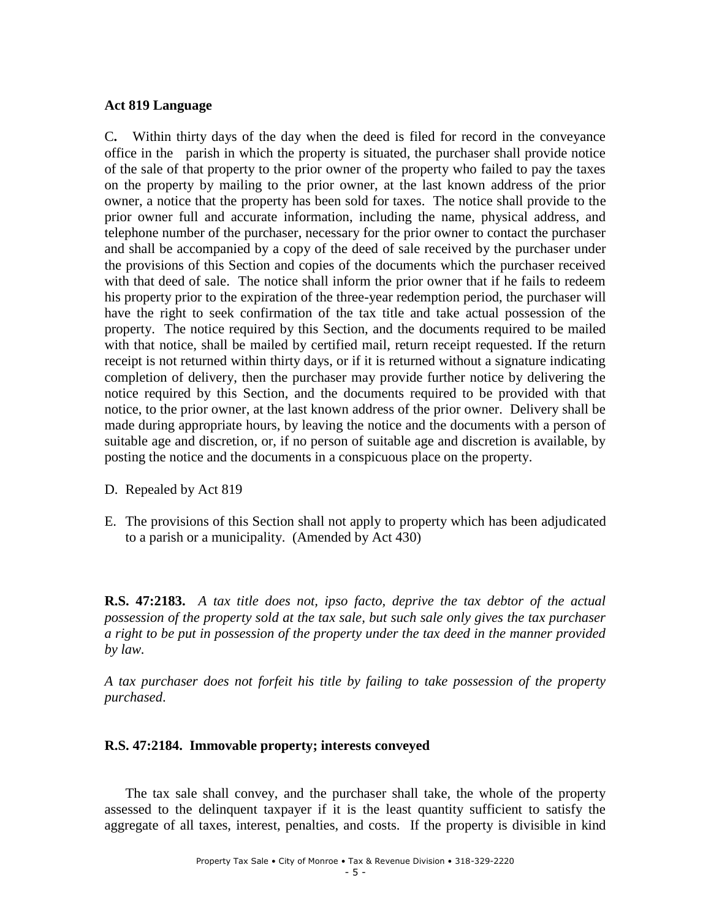**Act 819 Language**

C**.** Within thirty days of the day when the deed is filed for record in the conveyance office in the parish in which the property is situated, the purchaser shall provide notice of the sale of that property to the prior owner of the property who failed to pay the taxes on the property by mailing to the prior owner, at the last known address of the prior owner, a notice that the property has been sold for taxes. The notice shall provide to the prior owner full and accurate information, including the name, physical address, and telephone number of the purchaser, necessary for the prior owner to contact the purchaser and shall be accompanied by a copy of the deed of sale received by the purchaser under the provisions of this Section and copies of the documents which the purchaser received with that deed of sale. The notice shall inform the prior owner that if he fails to redeem his property prior to the expiration of the three-year redemption period, the purchaser will have the right to seek confirmation of the tax title and take actual possession of the property. The notice required by this Section, and the documents required to be mailed with that notice, shall be mailed by certified mail, return receipt requested. If the return receipt is not returned within thirty days, or if it is returned without a signature indicating completion of delivery, then the purchaser may provide further notice by delivering the notice required by this Section, and the documents required to be provided with that notice, to the prior owner, at the last known address of the prior owner. Delivery shall be made during appropriate hours, by leaving the notice and the documents with a person of suitable age and discretion, or, if no person of suitable age and discretion is available, by posting the notice and the documents in a conspicuous place on the property.

D. Repealed by Act 819

E. The provisions of this Section shall not apply to property which has been adjudicated to a parish or a municipality. (Amended by Act 430)

**R.S. 47:2183.** *A tax title does not, ipso facto, deprive the tax debtor of the actual possession of the property sold at the tax sale, but such sale only gives the tax purchaser a right to be put in possession of the property under the tax deed in the manner provided by law.*

*A tax purchaser does not forfeit his title by failing to take possession of the property purchased*.

**R.S. 47:2184. Immovable property; interests conveyed**

The tax sale shall convey, and the purchaser shall take, the whole of the property assessed to the delinquent taxpayer if it is the least quantity sufficient to satisfy the aggregate of all taxes, interest, penalties, and costs. If the property is divisible in kind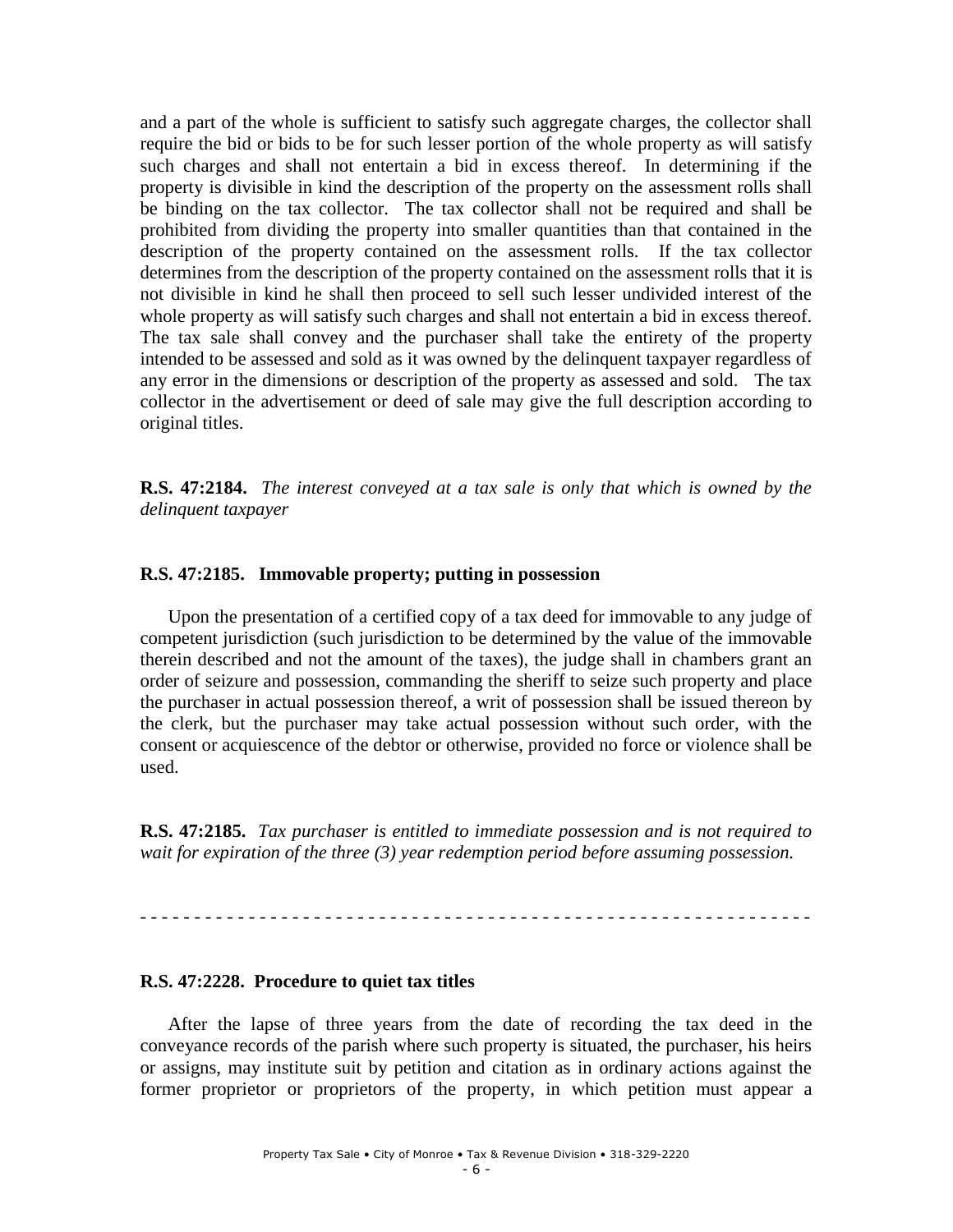and a part of the whole is sufficient to satisfy such aggregate charges, the collector shall require the bid or bids to be for such lesser portion of the whole property as will satisfy such charges and shall not entertain a bid in excess thereof. In determining if the property is divisible in kind the description of the property on the assessment rolls shall be binding on the tax collector. The tax collector shall not be required and shall be prohibited from dividing the property into smaller quantities than that contained in the description of the property contained on the assessment rolls. If the tax collector determines from the description of the property contained on the assessment rolls that it is not divisible in kind he shall then proceed to sell such lesser undivided interest of the whole property as will satisfy such charges and shall not entertain a bid in excess thereof. The tax sale shall convey and the purchaser shall take the entirety of the property intended to be assessed and sold as it was owned by the delinquent taxpayer regardless of any error in the dimensions or description of the property as assessed and sold. The tax collector in the advertisement or deed of sale may give the full description according to original titles.

**R.S. 47:2184.** *The interest conveyed at a tax sale is only that which is owned by the delinquent taxpayer*

**R.S. 47:2185. Immovable property; putting in possession**

Upon the presentation of a certified copy of a tax deed for immovable to any judge of competent jurisdiction (such jurisdiction to be determined by the value of the immovable therein described and not the amount of the taxes), the judge shall in chambers grant an order of seizure and possession, commanding the sheriff to seize such property and place the purchaser in actual possession thereof, a writ of possession shall be issued thereon by the clerk, but the purchaser may take actual possession without such order, with the consent or acquiescence of the debtor or otherwise, provided no force or violence shall be used.

**R.S. 47:2185.** *Tax purchaser is entitled to immediate possession and is not required to wait for expiration of the three (3) year redemption period before assuming possession.*

- - - - - - - - - - - - - - - - - - - - - - - - - - - - - - - - - - - - - - - - - - - - - - - - - - - - - - - - - - - - - -

**R.S. 47:2228. Procedure to quiet tax titles**

After the lapse of three years from the date of recording the tax deed in the conveyance records of the parish where such property is situated, the purchaser, his heirs or assigns, may institute suit by petition and citation as in ordinary actions against the former proprietor or proprietors of the property, in which petition must appear a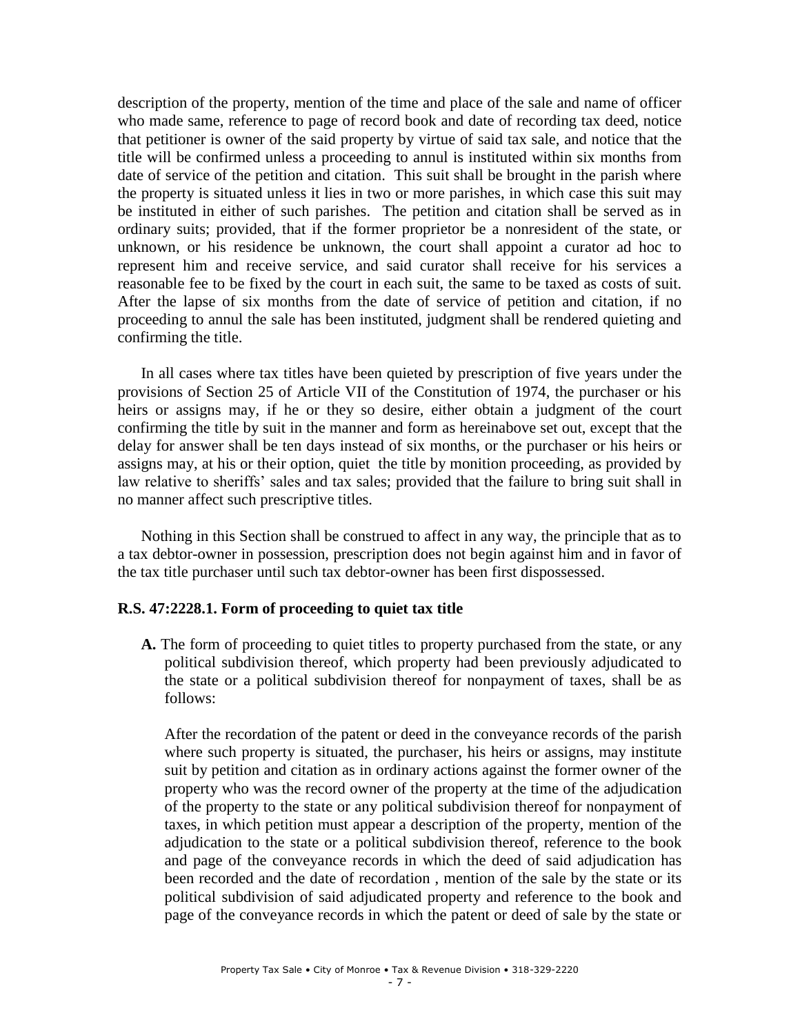description of the property, mention of the time and place of the sale and name of officer who made same, reference to page of record book and date of recording tax deed, notice that petitioner is owner of the said property by virtue of said tax sale, and notice that the title will be confirmed unless a proceeding to annul is instituted within six months from date of service of the petition and citation. This suit shall be brought in the parish where the property is situated unless it lies in two or more parishes, in which case this suit may be instituted in either of such parishes. The petition and citation shall be served as in ordinary suits; provided, that if the former proprietor be a nonresident of the state, or unknown, or his residence be unknown, the court shall appoint a curator ad hoc to represent him and receive service, and said curator shall receive for his services a reasonable fee to be fixed by the court in each suit, the same to be taxed as costs of suit. After the lapse of six months from the date of service of petition and citation, if no proceeding to annul the sale has been instituted, judgment shall be rendered quieting and confirming the title.

In all cases where tax titles have been quieted by prescription of five years under the provisions of Section 25 of Article VII of the Constitution of 1974, the purchaser or his heirs or assigns may, if he or they so desire, either obtain a judgment of the court confirming the title by suit in the manner and form as hereinabove set out, except that the delay for answer shall be ten days instead of six months, or the purchaser or his heirs or assigns may, at his or their option, quiet the title by monition proceeding, as provided by law relative to sheriffs' sales and tax sales; provided that the failure to bring suit shall in no manner affect such prescriptive titles.

Nothing in this Section shall be construed to affect in any way, the principle that as to a tax debtor-owner in possession, prescription does not begin against him and in favor of the tax title purchaser until such tax debtor-owner has been first dispossessed.

### R.S. 47:2228.1. Form of proceeding to quiet tax title

**A.** The form of proceeding to quiet titles to property purchased from the state, or any political subdivision thereof, which property had been previously adjudicated to the state or a political subdivision thereof for nonpayment of taxes, shall be as follows:

After the recordation of the patent or deed in the conveyance records of the parish where such property is situated, the purchaser, his heirs or assigns, may institute suit by petition and citation as in ordinary actions against the former owner of the property who was the record owner of the property at the time of the adjudication of the property to the state or any political subdivision thereof for nonpayment of taxes, in which petition must appear a description of the property, mention of the adjudication to the state or a political subdivision thereof, reference to the book and page of the conveyance records in which the deed of said adjudication has been recorded and the date of recordation , mention of the sale by the state or its political subdivision of said adjudicated property and reference to the book and page of the conveyance records in which the patent or deed of sale by the state or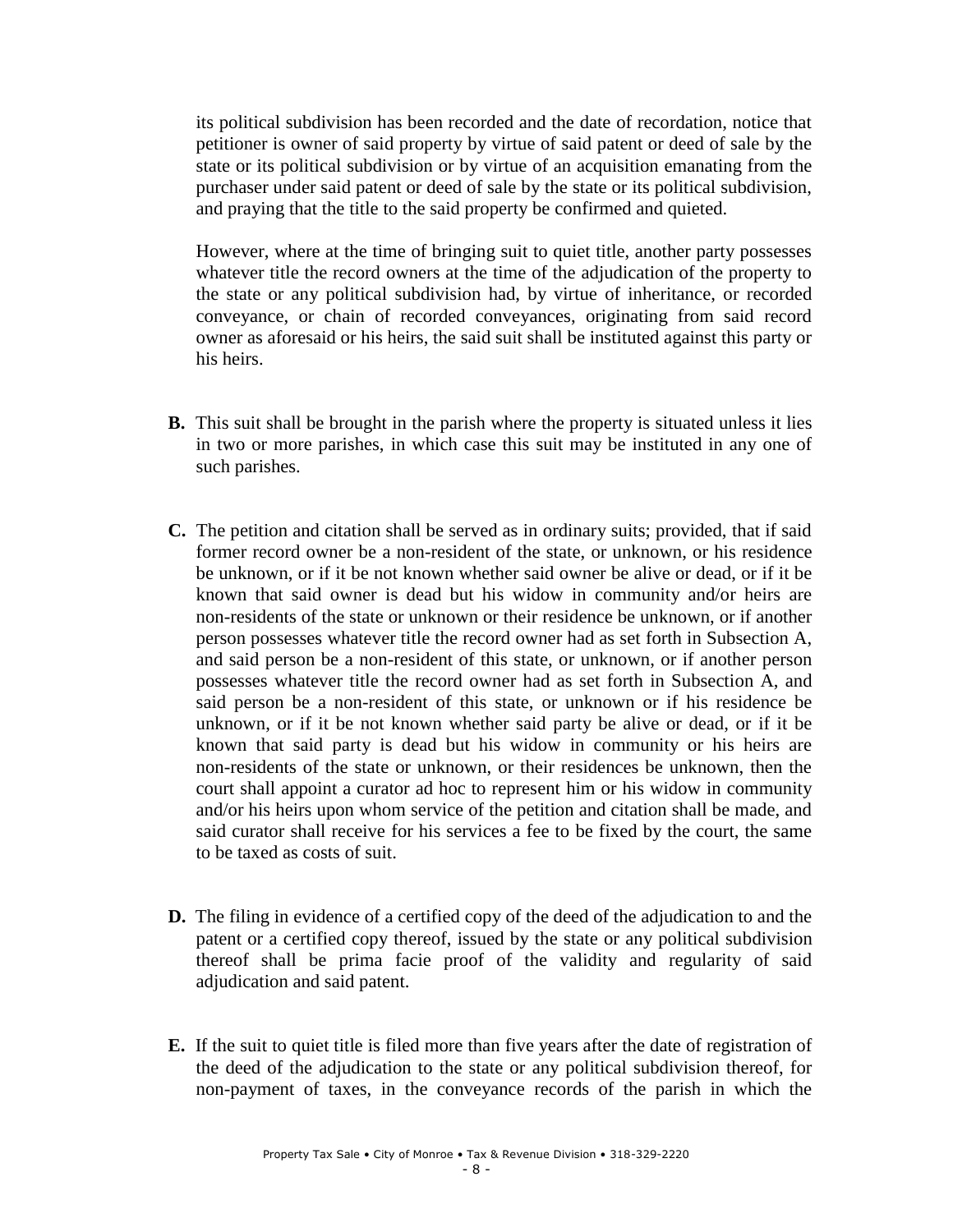its political subdivision has been recorded and the date of recordation, notice that petitioner is owner of said property by virtue of said patent or deed of sale by the state or its political subdivision or by virtue of an acquisition emanating from the purchaser under said patent or deed of sale by the state or its political subdivision, and praying that the title to the said property be confirmed and quieted.

However, where at the time of bringing suit to quiet title, another party possesses whatever title the record owners at the time of the adjudication of the property to the state or any political subdivision had, by virtue of inheritance, or recorded conveyance, or chain of recorded conveyances, originating from said record owner as aforesaid or his heirs, the said suit shall be instituted against this party or his heirs.

**B.** This suit shall be brought in the parish where the property is situated unless it lies in two or more parishes, in which case this suit may be instituted in any one of such parishes.

**C.** The petition and citation shall be served as in ordinary suits; provided, that if said former record owner be a non-resident of the state, or unknown, or his residence be unknown, or if it be not known whether said owner be alive or dead, or if it be known that said owner is dead but his widow in community and/or heirs are non-residents of the state or unknown or their residence be unknown, or if another person possesses whatever title the record owner had as set forth in Subsection A, and said person be a non-resident of this state, or unknown, or if another person possesses whatever title the record owner had as set forth in Subsection A, and said person be a non-resident of this state, or unknown or if his residence be unknown, or if it be not known whether said party be alive or dead, or if it be known that said party is dead but his widow in community or his heirs are non-residents of the state or unknown, or their residences be unknown, then the court shall appoint a curator ad hoc to represent him or his widow in community and/or his heirs upon whom service of the petition and citation shall be made, and said curator shall receive for his services a fee to be fixed by the court, the same to be taxed as costs of suit.

**D.** The filing in evidence of a certified copy of the deed of the adjudication to and the patent or a certified copy thereof, issued by the state or any political subdivision thereof shall be prima facie proof of the validity and regularity of said adjudication and said patent.

**E.** If the suit to quiet title is filed more than five years after the date of registration of the deed of the adjudication to the state or any political subdivision thereof, for non-payment of taxes, in the conveyance records of the parish in which the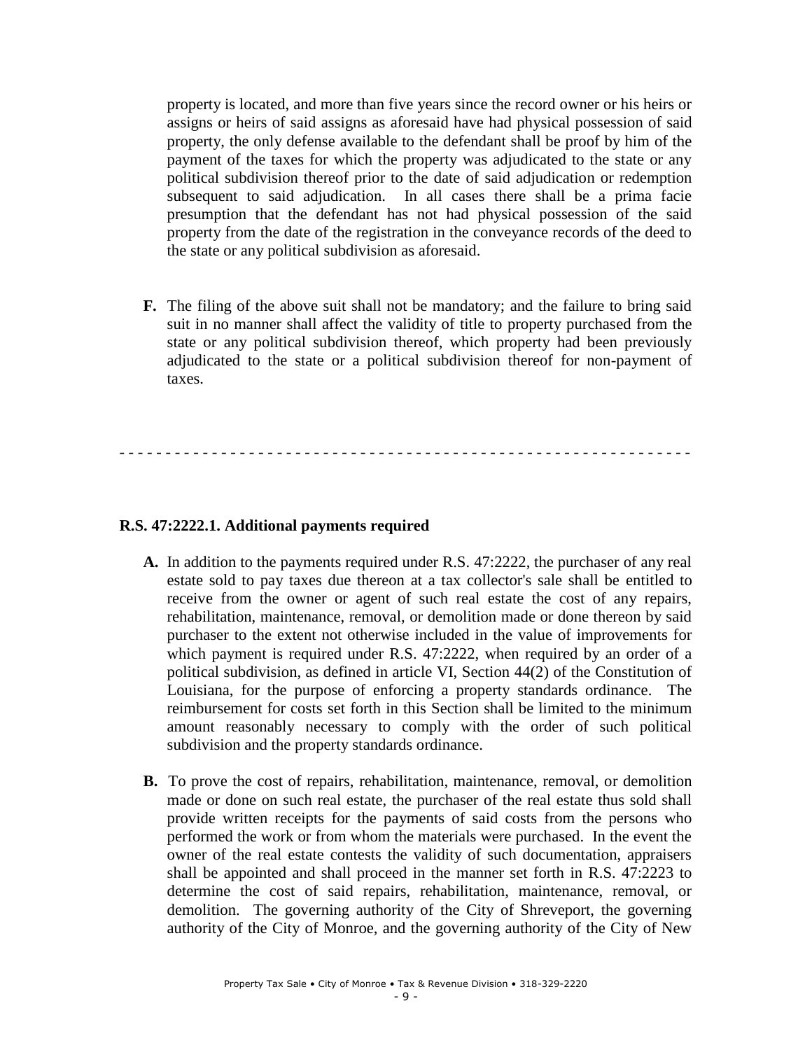property is located, and more than five years since the record owner or his heirs or assigns or heirs of said assigns as aforesaid have had physical possession of said property, the only defense available to the defendant shall be proof by him of the payment of the taxes for which the property was adjudicated to the state or any political subdivision thereof prior to the date of said adjudication or redemption subsequent to said adjudication. In all cases there shall be a prima facie presumption that the defendant has not had physical possession of the said property from the date of the registration in the conveyance records of the deed to the state or any political subdivision as aforesaid.

**F.** The filing of the above suit shall not be mandatory; and the failure to bring said suit in no manner shall affect the validity of title to property purchased from the state or any political subdivision thereof, which property had been previously adjudicated to the state or a political subdivision thereof for non-payment of taxes.

- - - - - - - - - - - - - - - - - - - - - - - - - - - - - - - - - - - - - - - - - - - - - - - - - - - - - - - - - - - - - - -

**R.S. 47:2222.1. Additional payments required**

**A.** In addition to the payments required under R.S. 47:2222, the purchaser of any real estate sold to pay taxes due thereon at a tax collector's sale shall be entitled to receive from the owner or agent of such real estate the cost of any repairs, rehabilitation, maintenance, removal, or demolition made or done thereon by said purchaser to the extent not otherwise included in the value of improvements for which payment is required under R.S. 47:2222, when required by an order of a political subdivision, as defined in article VI, Section 44(2) of the Constitution of Louisiana, for the purpose of enforcing a property standards ordinance. The reimbursement for costs set forth in this Section shall be limited to the minimum amount reasonably necessary to comply with the order of such political subdivision and the property standards ordinance.

**B.** To prove the cost of repairs, rehabilitation, maintenance, removal, or demolition made or done on such real estate, the purchaser of the real estate thus sold shall provide written receipts for the payments of said costs from the persons who performed the work or from whom the materials were purchased. In the event the owner of the real estate contests the validity of such documentation, appraisers shall be appointed and shall proceed in the manner set forth in R.S. 47:2223 to determine the cost of said repairs, rehabilitation, maintenance, removal, or demolition. The governing authority of the City of Shreveport, the governing authority of the City of Monroe, and the governing authority of the City of New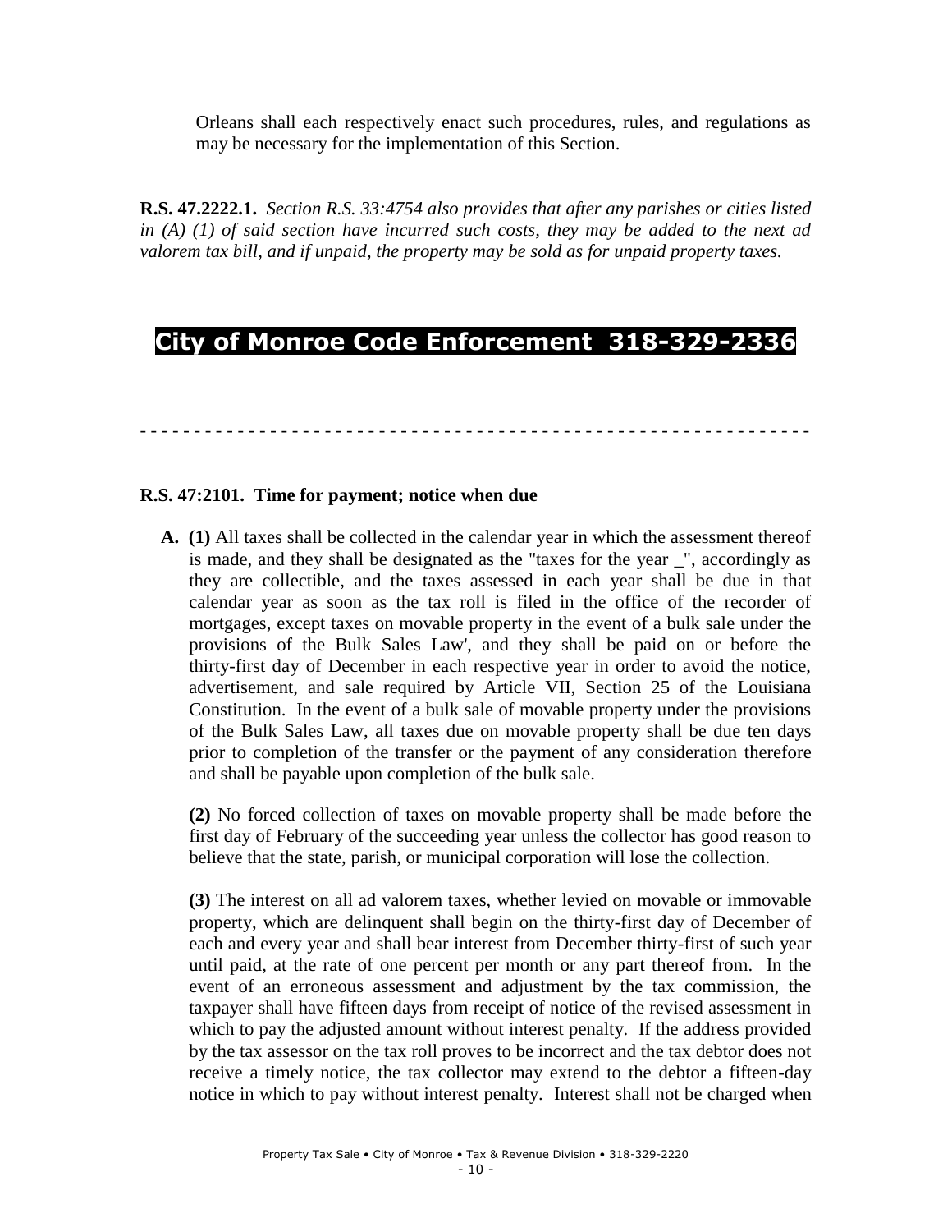Orleans shall each respectively enact such procedures, rules, and regulations as may be necessary for the implementation of this Section.

**R.S. 47.2222.1.** *Section R.S. 33:4754 also provides that after any parishes or cities listed in (A) (1) of said section have incurred such costs, they may be added to the next ad valorem tax bill, and if unpaid, the property may be sold as for unpaid property taxes.*

# City of Monroe Code Enforcement 318-329-2336

- - - - - - - - - - - - - - - - - - - - - - - - - - - - - - - - - - - - - - - - - - - - - - - - - - - - - - - - - - - - -

### R.S. 47:2101. Time for payment; notice when due

**A. (1)** All taxes shall be collected in the calendar year in which the assessment thereof is made, and they shall be designated as the "taxes for the year _", accordingly as they are collectible, and the taxes assessed in each year shall be due in that calendar year as soon as the tax roll is filed in the office of the recorder of mortgages, except taxes on movable property in the event of a bulk sale under the provisions of the Bulk Sales Law', and they shall be paid on or before the thirty-first day of December in each respective year in order to avoid the notice, advertisement, and sale required by Article VII, Section 25 of the Louisiana Constitution. In the event of a bulk sale of movable property under the provisions of the Bulk Sales Law, all taxes due on movable property shall be due ten days prior to completion of the transfer or the payment of any consideration therefore and shall be payable upon completion of the bulk sale.

**(2)** No forced collection of taxes on movable property shall be made before the first day of February of the succeeding year unless the collector has good reason to believe that the state, parish, or municipal corporation will lose the collection.

**(3)** The interest on all ad valorem taxes, whether levied on movable or immovable property, which are delinquent shall begin on the thirty-first day of December of each and every year and shall bear interest from December thirty-first of such year until paid, at the rate of one percent per month or any part thereof from. In the event of an erroneous assessment and adjustment by the tax commission, the taxpayer shall have fifteen days from receipt of notice of the revised assessment in which to pay the adjusted amount without interest penalty. If the address provided by the tax assessor on the tax roll proves to be incorrect and the tax debtor does not receive a timely notice, the tax collector may extend to the debtor a fifteen-day notice in which to pay without interest penalty. Interest shall not be charged when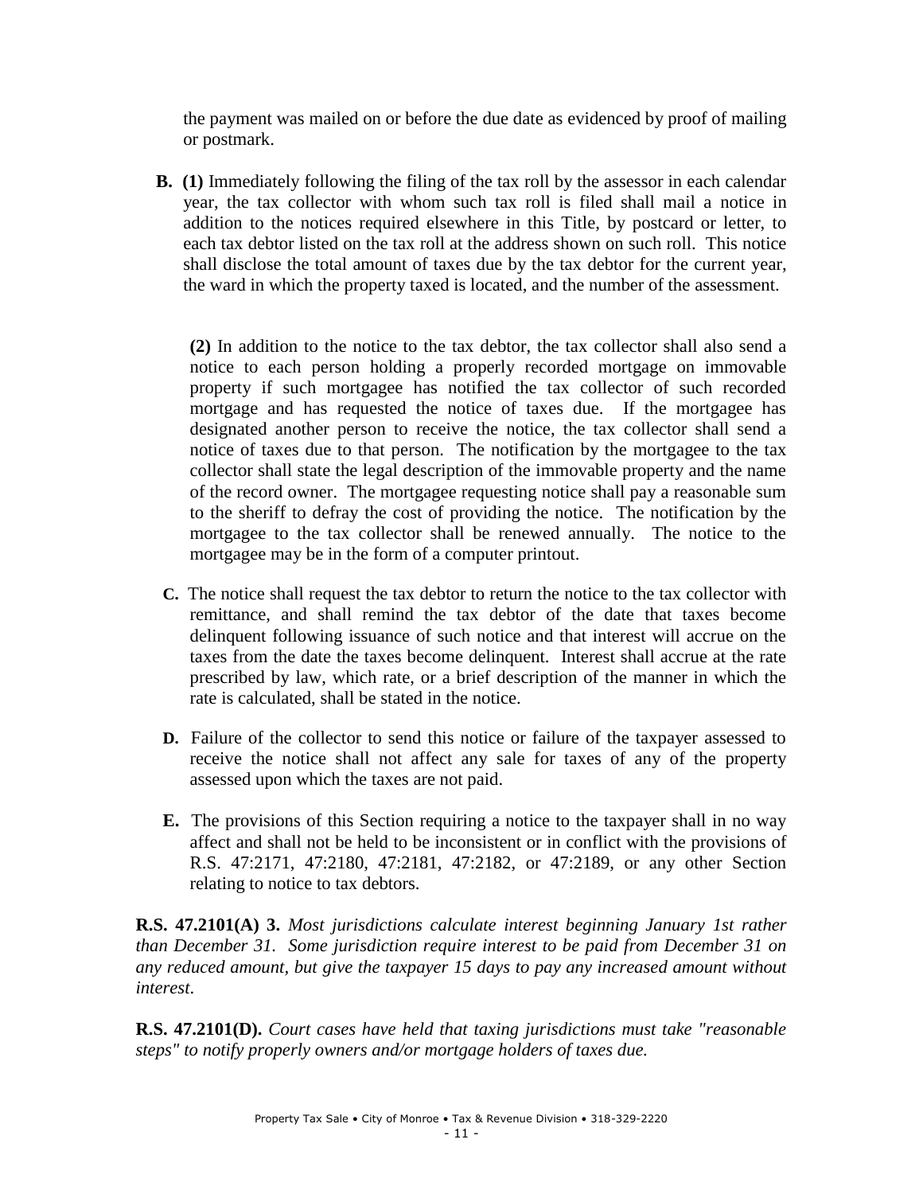the payment was mailed on or before the due date as evidenced by proof of mailing or postmark.

**B. (1)** Immediately following the filing of the tax roll by the assessor in each calendar year, the tax collector with whom such tax roll is filed shall mail a notice in addition to the notices required elsewhere in this Title, by postcard or letter, to each tax debtor listed on the tax roll at the address shown on such roll. This notice shall disclose the total amount of taxes due by the tax debtor for the current year, the ward in which the property taxed is located, and the number of the assessment.

**(2)** In addition to the notice to the tax debtor, the tax collector shall also send a notice to each person holding a properly recorded mortgage on immovable property if such mortgagee has notified the tax collector of such recorded mortgage and has requested the notice of taxes due. If the mortgagee has designated another person to receive the notice, the tax collector shall send a notice of taxes due to that person. The notification by the mortgagee to the tax collector shall state the legal description of the immovable property and the name of the record owner. The mortgagee requesting notice shall pay a reasonable sum to the sheriff to defray the cost of providing the notice. The notification by the mortgagee to the tax collector shall be renewed annually. The notice to the mortgagee may be in the form of a computer printout.

**C.** The notice shall request the tax debtor to return the notice to the tax collector with remittance, and shall remind the tax debtor of the date that taxes become delinquent following issuance of such notice and that interest will accrue on the taxes from the date the taxes become delinquent. Interest shall accrue at the rate prescribed by law, which rate, or a brief description of the manner in which the rate is calculated, shall be stated in the notice.

**D.** Failure of the collector to send this notice or failure of the taxpayer assessed to receive the notice shall not affect any sale for taxes of any of the property assessed upon which the taxes are not paid.

**E.** The provisions of this Section requiring a notice to the taxpayer shall in no way affect and shall not be held to be inconsistent or in conflict with the provisions of R.S. 47:2171, 47:2180, 47:2181, 47:2182, or 47:2189, or any other Section relating to notice to tax debtors.

**R.S. 47.2101(A) 3.** *Most jurisdictions calculate interest beginning January 1st rather than December 31. Some jurisdiction require interest to be paid from December 31 on any reduced amount, but give the taxpayer 15 days to pay any increased amount without interest.*

**R.S. 47.2101(D).** *Court cases have held that taxing jurisdictions must take "reasonable steps" to notify properly owners and/or mortgage holders of taxes due.*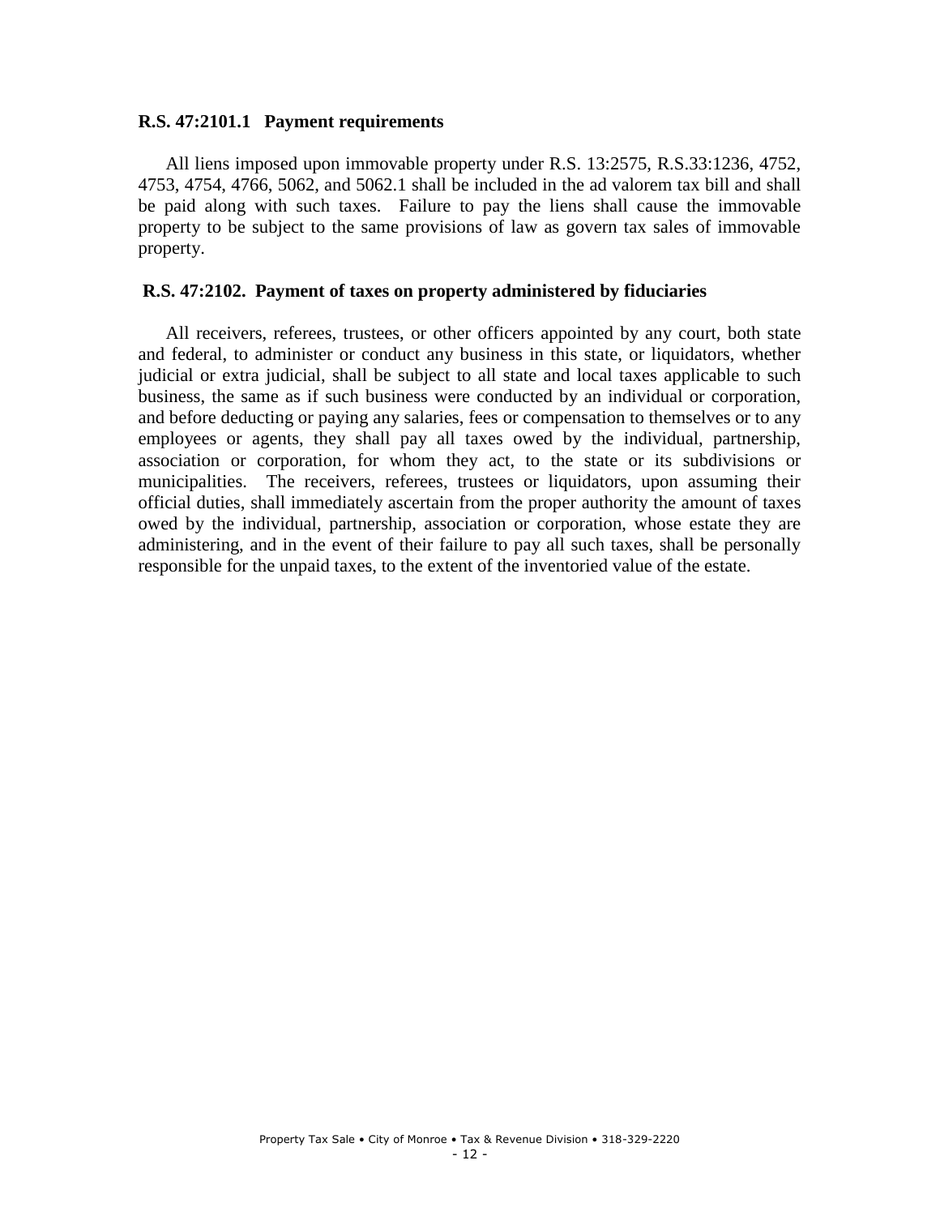**R.S. 47:2101.1 Payment requirements**

All liens imposed upon immovable property under R.S. 13:2575, R.S.33:1236, 4752, 4753, 4754, 4766, 5062, and 5062.1 shall be included in the ad valorem tax bill and shall be paid along with such taxes. Failure to pay the liens shall cause the immovable property to be subject to the same provisions of law as govern tax sales of immovable property.

**R.S. 47:2102. Payment of taxes on property administered by fiduciaries**

All receivers, referees, trustees, or other officers appointed by any court, both state and federal, to administer or conduct any business in this state, or liquidators, whether judicial or extra judicial, shall be subject to all state and local taxes applicable to such business, the same as if such business were conducted by an individual or corporation, and before deducting or paying any salaries, fees or compensation to themselves or to any employees or agents, they shall pay all taxes owed by the individual, partnership, association or corporation, for whom they act, to the state or its subdivisions or municipalities. The receivers, referees, trustees or liquidators, upon assuming their official duties, shall immediately ascertain from the proper authority the amount of taxes owed by the individual, partnership, association or corporation, whose estate they are administering, and in the event of their failure to pay all such taxes, shall be personally responsible for the unpaid taxes, to the extent of the inventoried value of the estate.